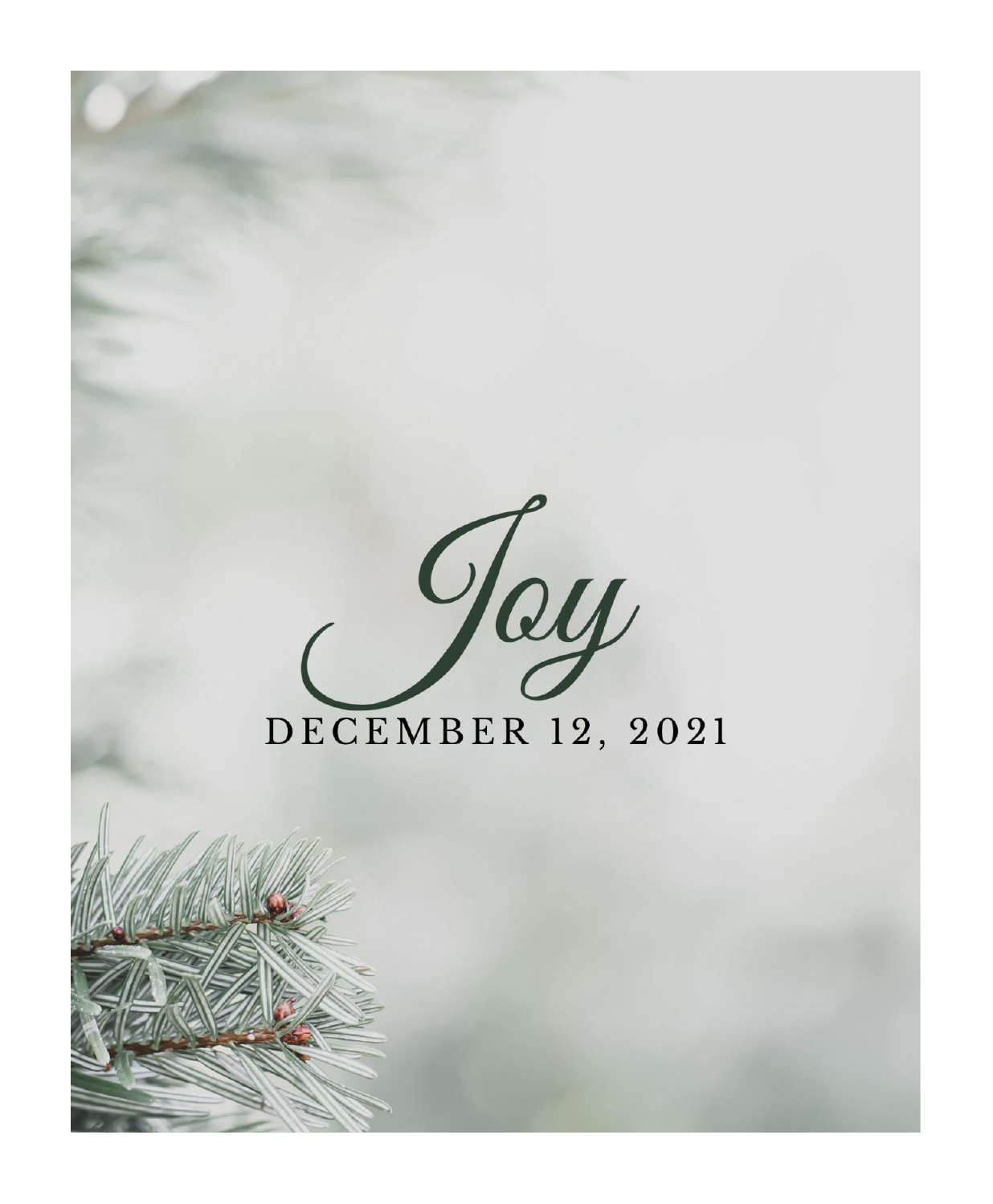# Joy

DECEMBER 12, 2021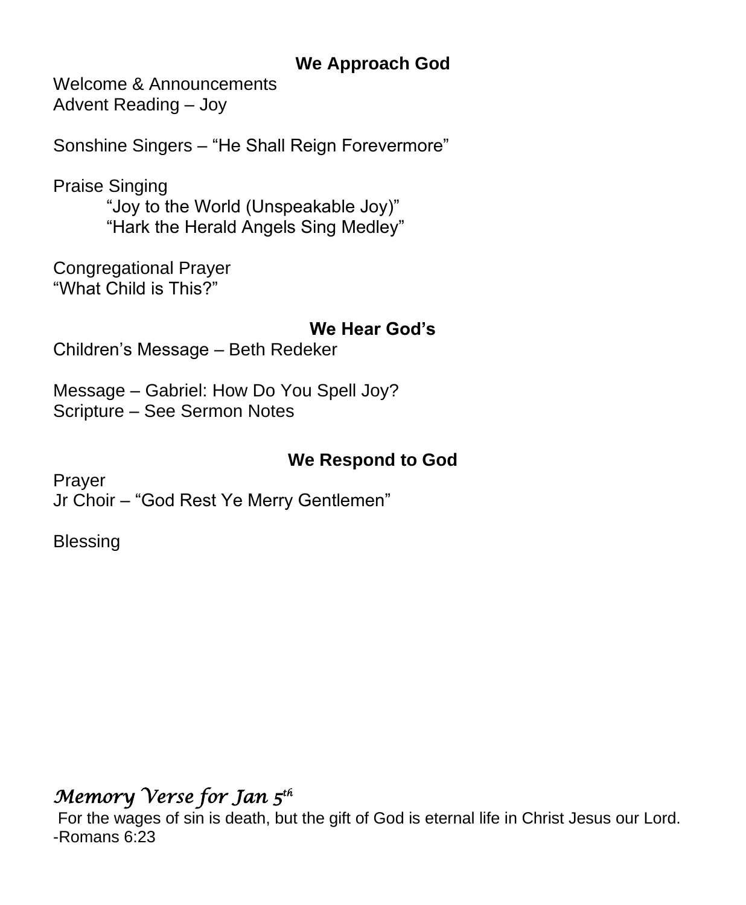## We Approach God

Welcome & Announcements
Advent Reading – Joy

Sonshine Singers – “He Shall Reign Forevermore”

Praise Singing
- “Joy to the World (Unspeakable Joy)”
- “Hark the Herald Angels Sing Medley”

Congregational Prayer
“What Child is This?”

## We Hear God’s

Children’s Message – Beth Redeker

Message – Gabriel: How Do You Spell Joy?
Scripture – See Sermon Notes

## We Respond to God

Prayer
Jr Choir – “God Rest Ye Merry Gentlemen”

Blessing

### *Memory Verse for Jan 5th*

For the wages of sin is death, but the gift of God is eternal life in Christ Jesus our Lord.
-Romans 6:23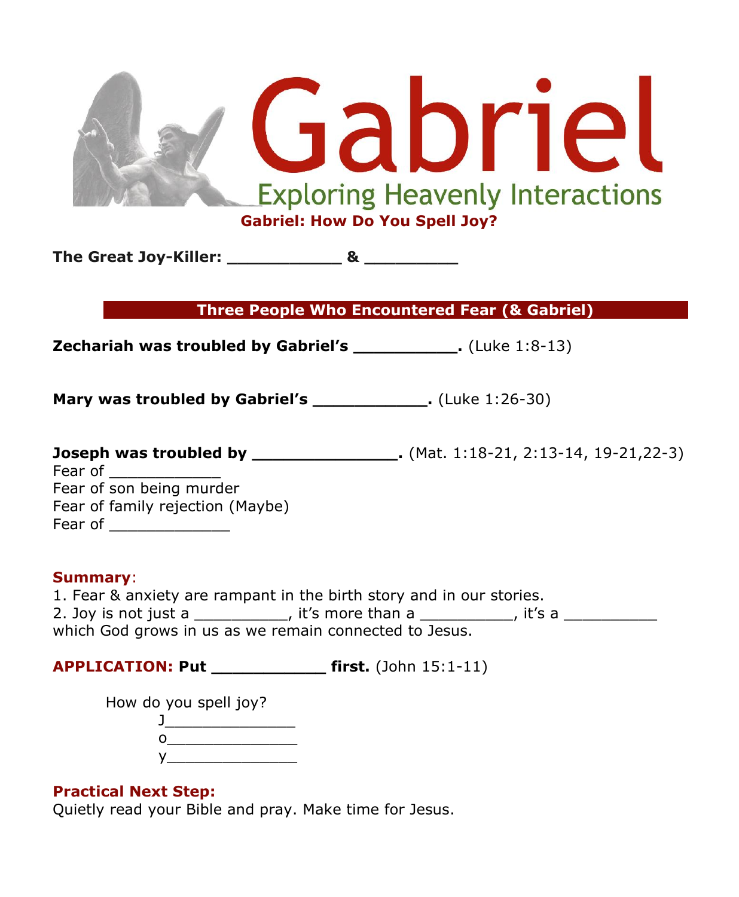# Gabriel

## Exploring Heavenly Interactions

### Gabriel: How Do You Spell Joy?

**The Great Joy-Killer: ___________ & _________**

**Three People Who Encountered Fear (& Gabriel)**

**Zechariah was troubled by Gabriel's __________.** (Luke 1:8-13)

**Mary was troubled by Gabriel's ___________.** (Luke 1:26-30)

**Joseph was troubled by ______________.** (Mat. 1:18-21, 2:13-14, 19-21,22-3)
Fear of ____________
Fear of son being murder
Fear of family rejection (Maybe)
Fear of _____________

**Summary**:
1. Fear & anxiety are rampant in the birth story and in our stories.
2. Joy is not just a __________, it's more than a __________, it's a __________ which God grows in us as we remain connected to Jesus.

**APPLICATION: Put ___________ first.** (John 15:1-11)

How do you spell joy?
J______________
o______________
y______________

**Practical Next Step:**
Quietly read your Bible and pray. Make time for Jesus.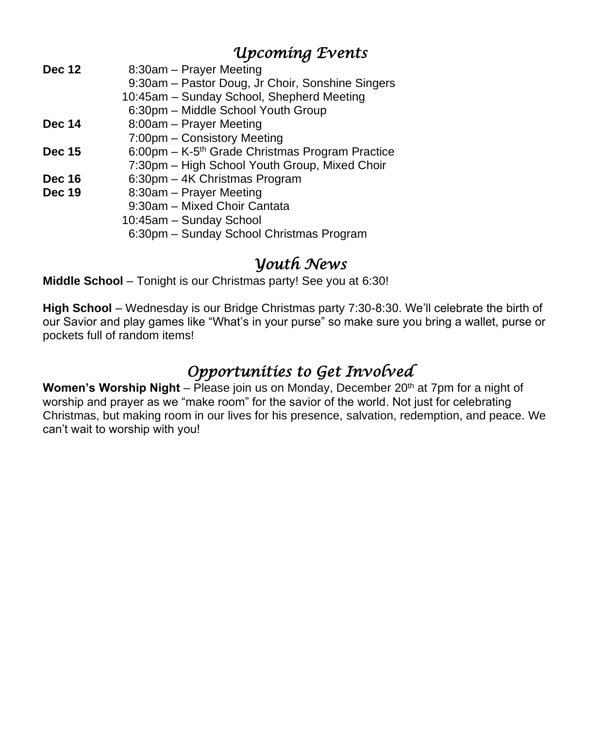## *Upcoming Events*

| | |
|---|---|
| **Dec 12** | 8:30am – Prayer Meeting |
| | 9:30am – Pastor Doug, Jr Choir, Sonshine Singers |
| | 10:45am – Sunday School, Shepherd Meeting |
| | 6:30pm – Middle School Youth Group |
| **Dec 14** | 8:00am – Prayer Meeting |
| | 7:00pm – Consistory Meeting |
| **Dec 15** | 6:00pm – K-5th Grade Christmas Program Practice |
| | 7:30pm – High School Youth Group, Mixed Choir |
| **Dec 16** | 6:30pm – 4K Christmas Program |
| **Dec 19** | 8:30am – Prayer Meeting |
| | 9:30am – Mixed Choir Cantata |
| | 10:45am – Sunday School |
| | 6:30pm – Sunday School Christmas Program |

## *Youth News*

**Middle School** – Tonight is our Christmas party! See you at 6:30!

**High School** – Wednesday is our Bridge Christmas party 7:30-8:30. We'll celebrate the birth of our Savior and play games like "What's in your purse" so make sure you bring a wallet, purse or pockets full of random items!

## *Opportunities to Get Involved*

**Women's Worship Night** – Please join us on Monday, December 20th at 7pm for a night of worship and prayer as we "make room" for the savior of the world. Not just for celebrating Christmas, but making room in our lives for his presence, salvation, redemption, and peace. We can't wait to worship with you!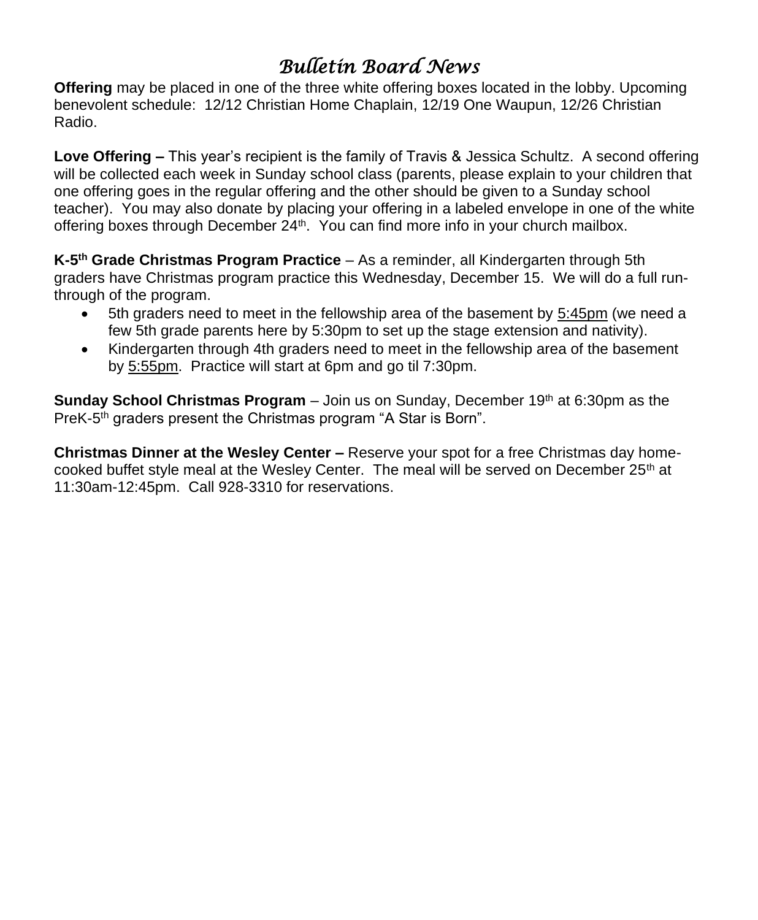# *Bulletin Board News*

**Offering** may be placed in one of the three white offering boxes located in the lobby. Upcoming benevolent schedule: 12/12 Christian Home Chaplain, 12/19 One Waupun, 12/26 Christian Radio.

**Love Offering –** This year's recipient is the family of Travis & Jessica Schultz. A second offering will be collected each week in Sunday school class (parents, please explain to your children that one offering goes in the regular offering and the other should be given to a Sunday school teacher). You may also donate by placing your offering in a labeled envelope in one of the white offering boxes through December 24th. You can find more info in your church mailbox.

**K-5th Grade Christmas Program Practice** – As a reminder, all Kindergarten through 5th graders have Christmas program practice this Wednesday, December 15. We will do a full run-through of the program.

- 5th graders need to meet in the fellowship area of the basement by 5:45pm (we need a few 5th grade parents here by 5:30pm to set up the stage extension and nativity).
- Kindergarten through 4th graders need to meet in the fellowship area of the basement by 5:55pm. Practice will start at 6pm and go til 7:30pm.

**Sunday School Christmas Program** – Join us on Sunday, December 19th at 6:30pm as the PreK-5th graders present the Christmas program "A Star is Born".

**Christmas Dinner at the Wesley Center –** Reserve your spot for a free Christmas day home-cooked buffet style meal at the Wesley Center. The meal will be served on December 25th at 11:30am-12:45pm. Call 928-3310 for reservations.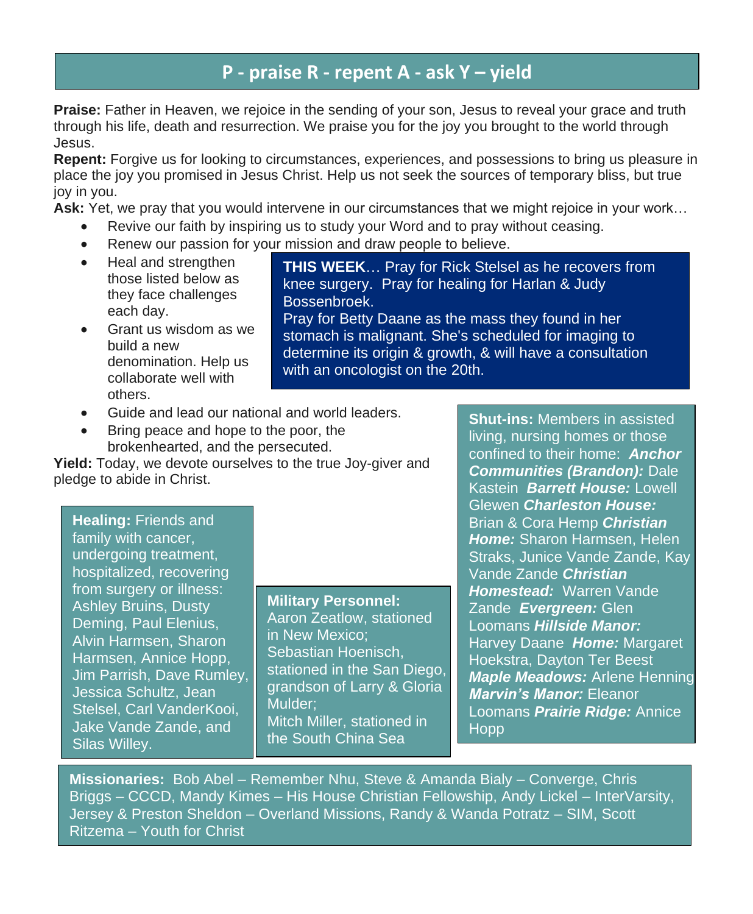## P - praise R - repent A - ask Y – yield

**Praise:** Father in Heaven, we rejoice in the sending of your son, Jesus to reveal your grace and truth through his life, death and resurrection. We praise you for the joy you brought to the world through Jesus.

**Repent:** Forgive us for looking to circumstances, experiences, and possessions to bring us pleasure in place the joy you promised in Jesus Christ. Help us not seek the sources of temporary bliss, but true joy in you.

**Ask:** Yet, we pray that you would intervene in our circumstances that we might rejoice in your work…

- Revive our faith by inspiring us to study your Word and to pray without ceasing.
- Renew our passion for your mission and draw people to believe.
- Heal and strengthen those listed below as they face challenges each day.
- Grant us wisdom as we build a new denomination. Help us collaborate well with others.
- Guide and lead our national and world leaders.
- Bring peace and hope to the poor, the brokenhearted, and the persecuted.

**Yield:** Today, we devote ourselves to the true Joy-giver and pledge to abide in Christ.

**THIS WEEK**… Pray for Rick Stelsel as he recovers from knee surgery. Pray for healing for Harlan & Judy Bossenbroek.
Pray for Betty Daane as the mass they found in her stomach is malignant. She's scheduled for imaging to determine its origin & growth, & will have a consultation with an oncologist on the 20th.

**Healing:** Friends and family with cancer, undergoing treatment, hospitalized, recovering from surgery or illness: Ashley Bruins, Dusty Deming, Paul Elenius, Alvin Harmsen, Sharon Harmsen, Annice Hopp, Jim Parrish, Dave Rumley, Jessica Schultz, Jean Stelsel, Carl VanderKooi, Jake Vande Zande, and Silas Willey.

**Military Personnel:** Aaron Zeatlow, stationed in New Mexico; Sebastian Hoenisch, stationed in the San Diego, grandson of Larry & Gloria Mulder; Mitch Miller, stationed in the South China Sea

**Shut-ins:** Members in assisted living, nursing homes or those confined to their home: ***Anchor Communities (Brandon):*** Dale Kastein ***Barrett House:*** Lowell Glewen ***Charleston House:*** Brian & Cora Hemp ***Christian Home:*** Sharon Harmsen, Helen Straks, Junice Vande Zande, Kay Vande Zande ***Christian Homestead:*** Warren Vande Zande ***Evergreen:*** Glen Loomans ***Hillside Manor:*** Harvey Daane ***Home:*** Margaret Hoekstra, Dayton Ter Beest ***Maple Meadows:*** Arlene Henning ***Marvin's Manor:*** Eleanor Loomans ***Prairie Ridge:*** Annice Hopp

**Missionaries:** Bob Abel – Remember Nhu, Steve & Amanda Bialy – Converge, Chris Briggs – CCCD, Mandy Kimes – His House Christian Fellowship, Andy Lickel – InterVarsity, Jersey & Preston Sheldon – Overland Missions, Randy & Wanda Potratz – SIM, Scott Ritzema – Youth for Christ